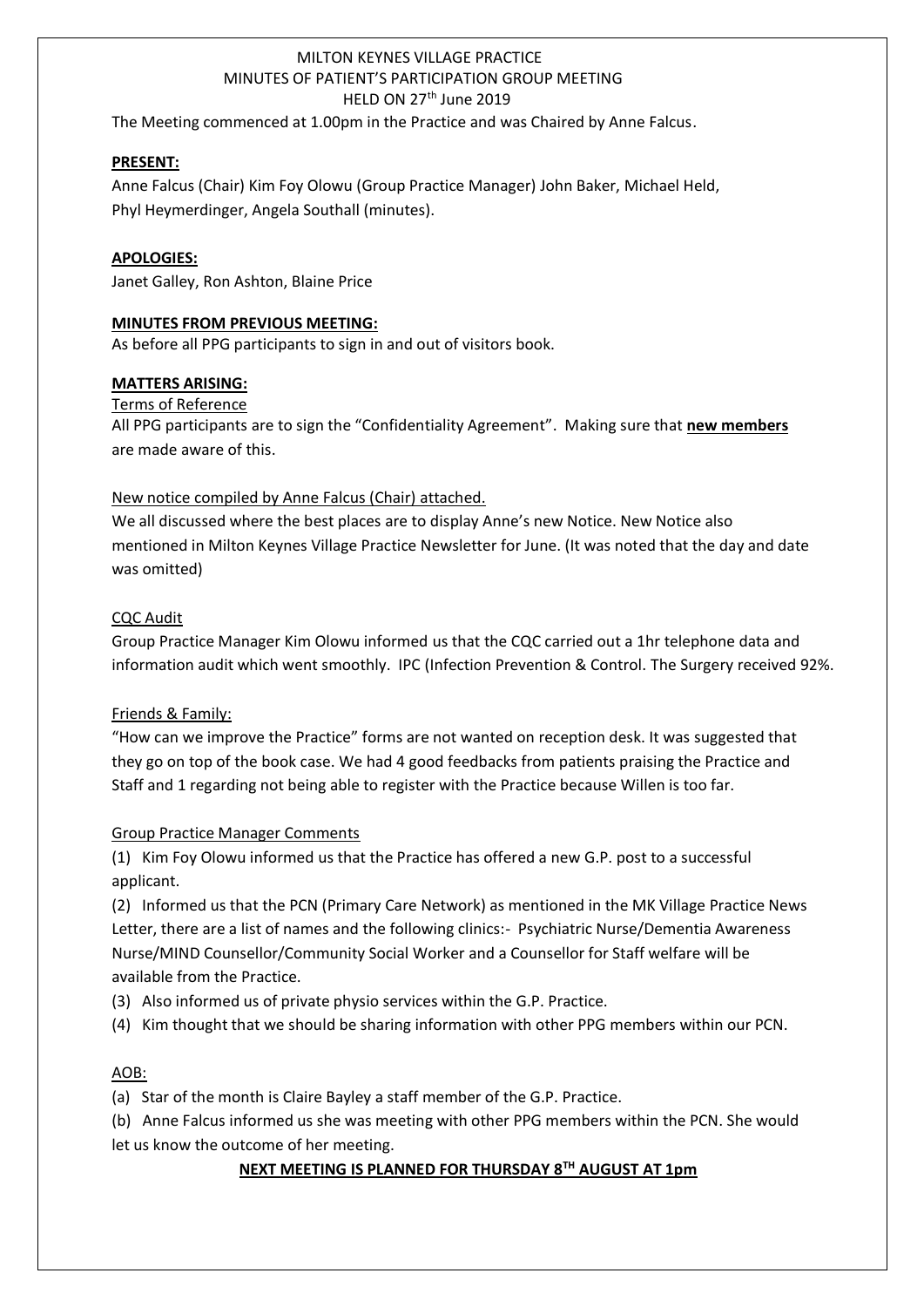# MILTON KEYNES VILLAGE PRACTICE
## MINUTES OF PATIENT'S PARTICIPATION GROUP MEETING
### HELD ON 27th June 2019

The Meeting commenced at 1.00pm in the Practice and was Chaired by Anne Falcus.

**PRESENT:**

Anne Falcus (Chair) Kim Foy Olowu (Group Practice Manager) John Baker, Michael Held, Phyl Heymerdinger, Angela Southall (minutes).

**APOLOGIES:**

Janet Galley, Ron Ashton, Blaine Price

**MINUTES FROM PREVIOUS MEETING:**

As before all PPG participants to sign in and out of visitors book.

**MATTERS ARISING:**

Terms of Reference

All PPG participants are to sign the "Confidentiality Agreement". Making sure that **new members** are made aware of this.

New notice compiled by Anne Falcus (Chair) attached.

We all discussed where the best places are to display Anne's new Notice. New Notice also mentioned in Milton Keynes Village Practice Newsletter for June. (It was noted that the day and date was omitted)

CQC Audit

Group Practice Manager Kim Olowu informed us that the CQC carried out a 1hr telephone data and information audit which went smoothly. IPC (Infection Prevention & Control. The Surgery received 92%.

Friends & Family:

"How can we improve the Practice" forms are not wanted on reception desk. It was suggested that they go on top of the book case. We had 4 good feedbacks from patients praising the Practice and Staff and 1 regarding not being able to register with the Practice because Willen is too far.

Group Practice Manager Comments

(1) Kim Foy Olowu informed us that the Practice has offered a new G.P. post to a successful applicant.

(2) Informed us that the PCN (Primary Care Network) as mentioned in the MK Village Practice News Letter, there are a list of names and the following clinics:- Psychiatric Nurse/Dementia Awareness Nurse/MIND Counsellor/Community Social Worker and a Counsellor for Staff welfare will be available from the Practice.

(3) Also informed us of private physio services within the G.P. Practice.

(4) Kim thought that we should be sharing information with other PPG members within our PCN.

AOB:

(a) Star of the month is Claire Bayley a staff member of the G.P. Practice.

(b) Anne Falcus informed us she was meeting with other PPG members within the PCN. She would let us know the outcome of her meeting.

**NEXT MEETING IS PLANNED FOR THURSDAY 8TH AUGUST AT 1pm**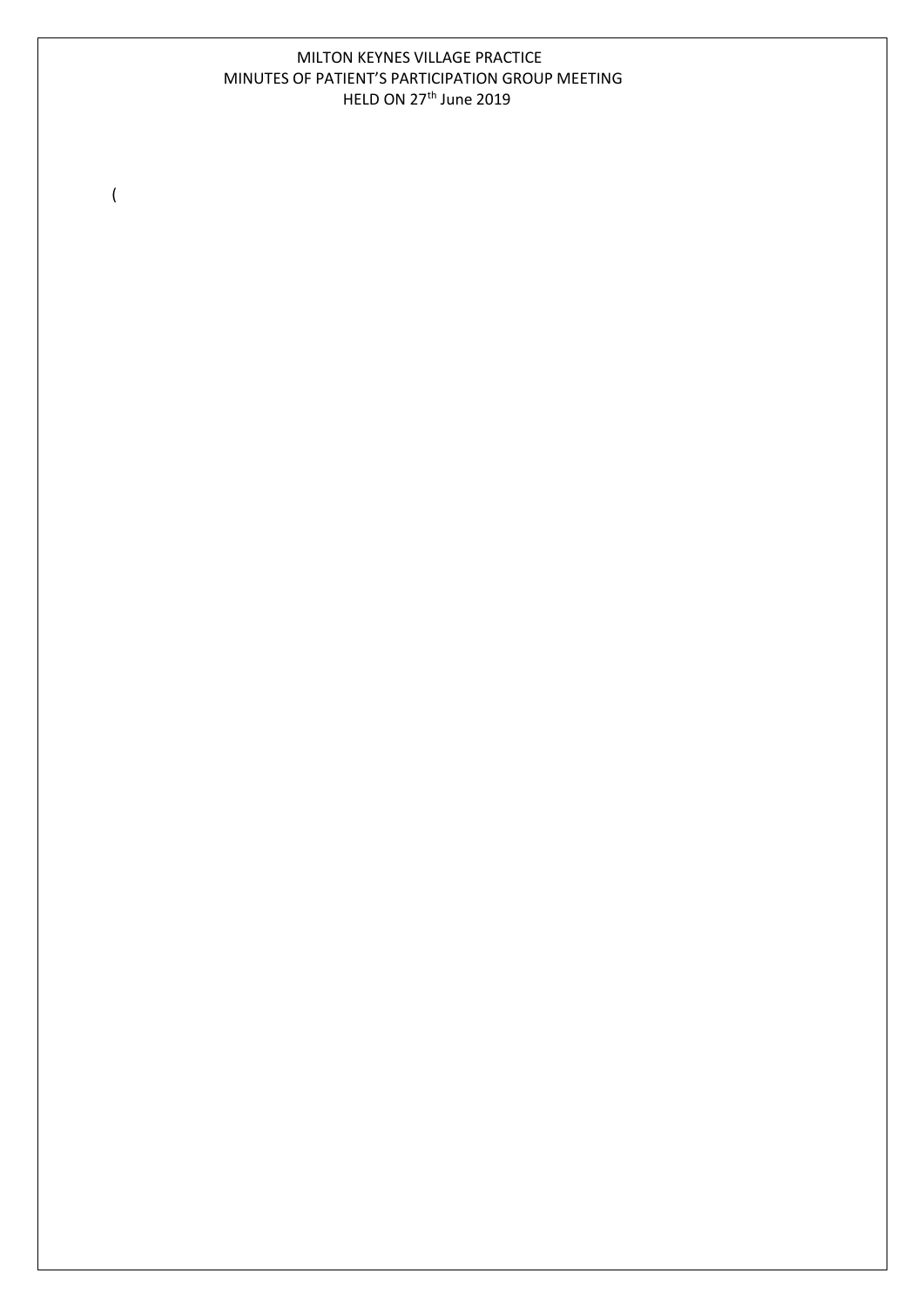MILTON KEYNES VILLAGE PRACTICE
MINUTES OF PATIENT'S PARTICIPATION GROUP MEETING
HELD ON 27th June 2019

(